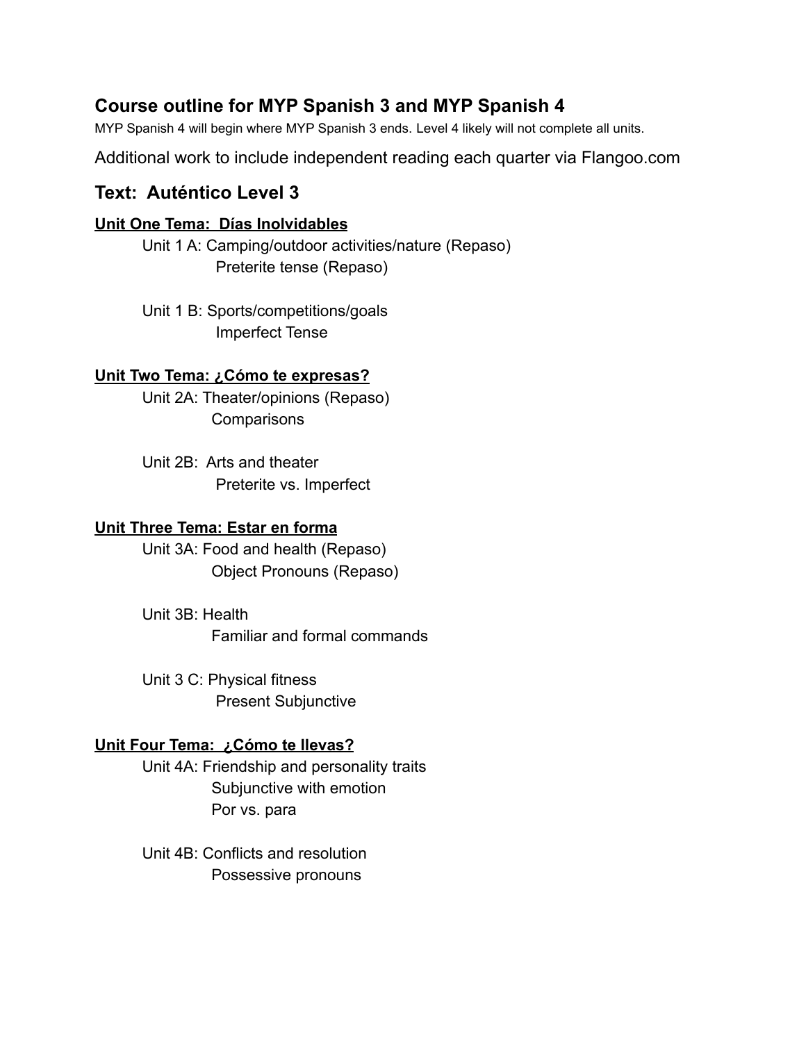## Course outline for MYP Spanish 3 and MYP Spanish 4

MYP Spanish 4 will begin where MYP Spanish 3 ends. Level 4 likely will not complete all units.

Additional work to include independent reading each quarter via Flangoo.com

## Text: Auténtico Level 3

**Unit One Tema: Días Inolvidables**

- Unit 1 A: Camping/outdoor activities/nature (Repaso)
  - Preterite tense (Repaso)
- Unit 1 B: Sports/competitions/goals
  - Imperfect Tense

**Unit Two Tema: ¿Cómo te expresas?**

- Unit 2A: Theater/opinions (Repaso)
  - Comparisons
- Unit 2B: Arts and theater
  - Preterite vs. Imperfect

**Unit Three Tema: Estar en forma**

- Unit 3A: Food and health (Repaso)
  - Object Pronouns (Repaso)
- Unit 3B: Health
  - Familiar and formal commands
- Unit 3 C: Physical fitness
  - Present Subjunctive

**Unit Four Tema: ¿Cómo te llevas?**

- Unit 4A: Friendship and personality traits
  - Subjunctive with emotion
  - Por vs. para
- Unit 4B: Conflicts and resolution
  - Possessive pronouns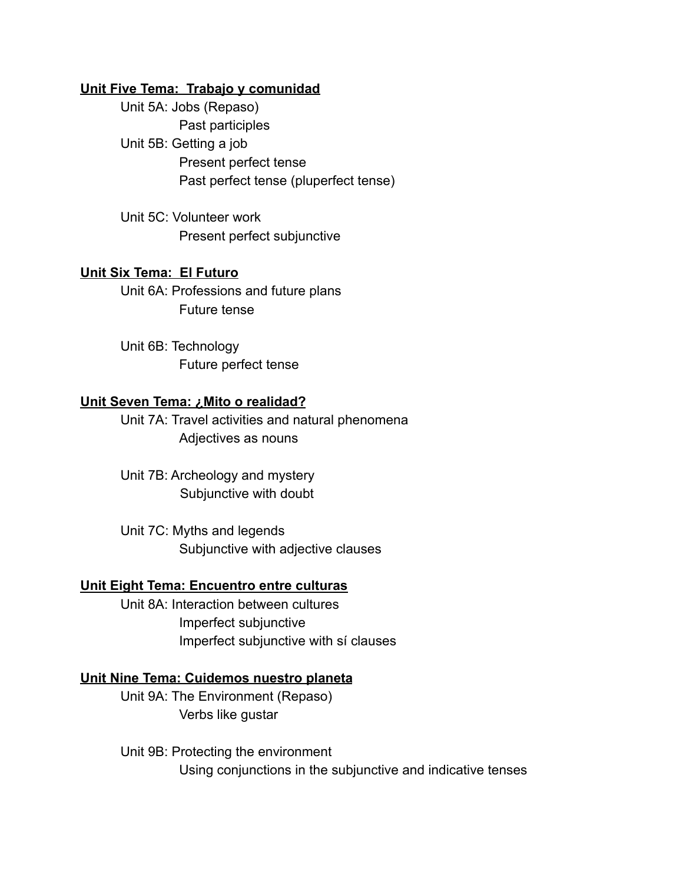**<u>Unit Five Tema: Trabajo y comunidad</u>**

- Unit 5A: Jobs (Repaso)
  - Past participles
- Unit 5B: Getting a job
  - Present perfect tense
  - Past perfect tense (pluperfect tense)
- Unit 5C: Volunteer work
  - Present perfect subjunctive

**<u>Unit Six Tema: El Futuro</u>**

- Unit 6A: Professions and future plans
  - Future tense
- Unit 6B: Technology
  - Future perfect tense

**<u>Unit Seven Tema: ¿Mito o realidad?</u>**

- Unit 7A: Travel activities and natural phenomena
  - Adjectives as nouns
- Unit 7B: Archeology and mystery
  - Subjunctive with doubt
- Unit 7C: Myths and legends
  - Subjunctive with adjective clauses

**<u>Unit Eight Tema: Encuentro entre culturas</u>**

- Unit 8A: Interaction between cultures
  - Imperfect subjunctive
  - Imperfect subjunctive with sí clauses

**<u>Unit Nine Tema: Cuidemos nuestro planeta</u>**

- Unit 9A: The Environment (Repaso)
  - Verbs like gustar
- Unit 9B: Protecting the environment
  - Using conjunctions in the subjunctive and indicative tenses